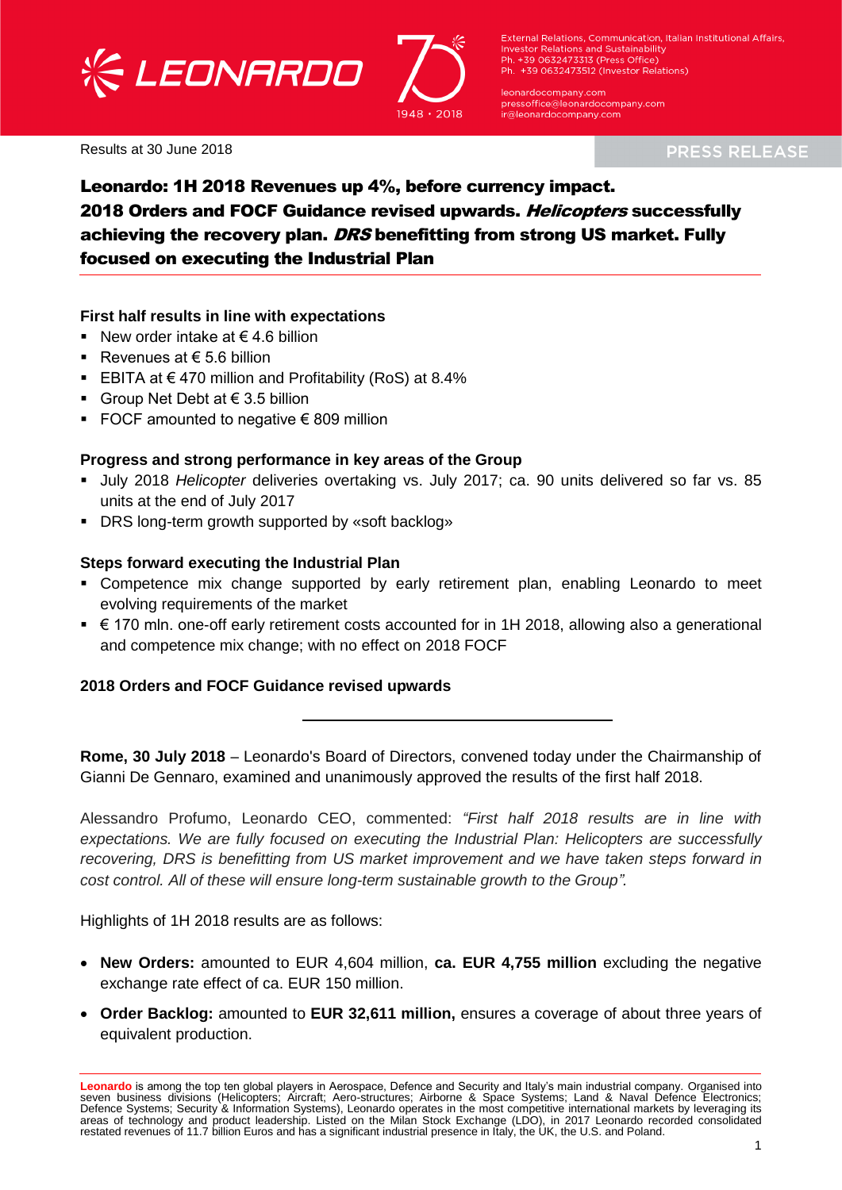Results at 30 June 2018

PRESS RELEASE

# Leonardo: 1H 2018 Revenues up 4%, before currency impact. 2018 Orders and FOCF Guidance revised upwards. *Helicopters* successfully achieving the recovery plan. *DRS* benefitting from strong US market. Fully focused on executing the Industrial Plan

**First half results in line with expectations**

- New order intake at € 4.6 billion
- Revenues at € 5.6 billion
- EBITA at € 470 million and Profitability (RoS) at 8.4%
- Group Net Debt at € 3.5 billion
- FOCF amounted to negative € 809 million

**Progress and strong performance in key areas of the Group**

- July 2018 *Helicopter* deliveries overtaking vs. July 2017; ca. 90 units delivered so far vs. 85 units at the end of July 2017
- DRS long-term growth supported by «soft backlog»

**Steps forward executing the Industrial Plan**

- Competence mix change supported by early retirement plan, enabling Leonardo to meet evolving requirements of the market
- € 170 mln. one-off early retirement costs accounted for in 1H 2018, allowing also a generational and competence mix change; with no effect on 2018 FOCF

**2018 Orders and FOCF Guidance revised upwards**

---

**Rome, 30 July 2018** – Leonardo's Board of Directors, convened today under the Chairmanship of Gianni De Gennaro, examined and unanimously approved the results of the first half 2018.

Alessandro Profumo, Leonardo CEO, commented: *"First half 2018 results are in line with expectations. We are fully focused on executing the Industrial Plan: Helicopters are successfully recovering, DRS is benefitting from US market improvement and we have taken steps forward in cost control. All of these will ensure long-term sustainable growth to the Group".*

Highlights of 1H 2018 results are as follows:

- **New Orders:** amounted to EUR 4,604 million, **ca. EUR 4,755 million** excluding the negative exchange rate effect of ca. EUR 150 million.
- **Order Backlog:** amounted to **EUR 32,611 million,** ensures a coverage of about three years of equivalent production.

**Leonardo** is among the top ten global players in Aerospace, Defence and Security and Italy's main industrial company. Organised into seven business divisions (Helicopters; Aircraft; Aero-structures; Airborne & Space Systems; Land & Naval Defence Electronics; Defence Systems; Security & Information Systems), Leonardo operates in the most competitive international markets by leveraging its areas of technology and product leadership. Listed on the Milan Stock Exchange (LDO), in 2017 Leonardo recorded consolidated restated revenues of 11.7 billion Euros and has a significant industrial presence in Italy, the UK, the U.S. and Poland.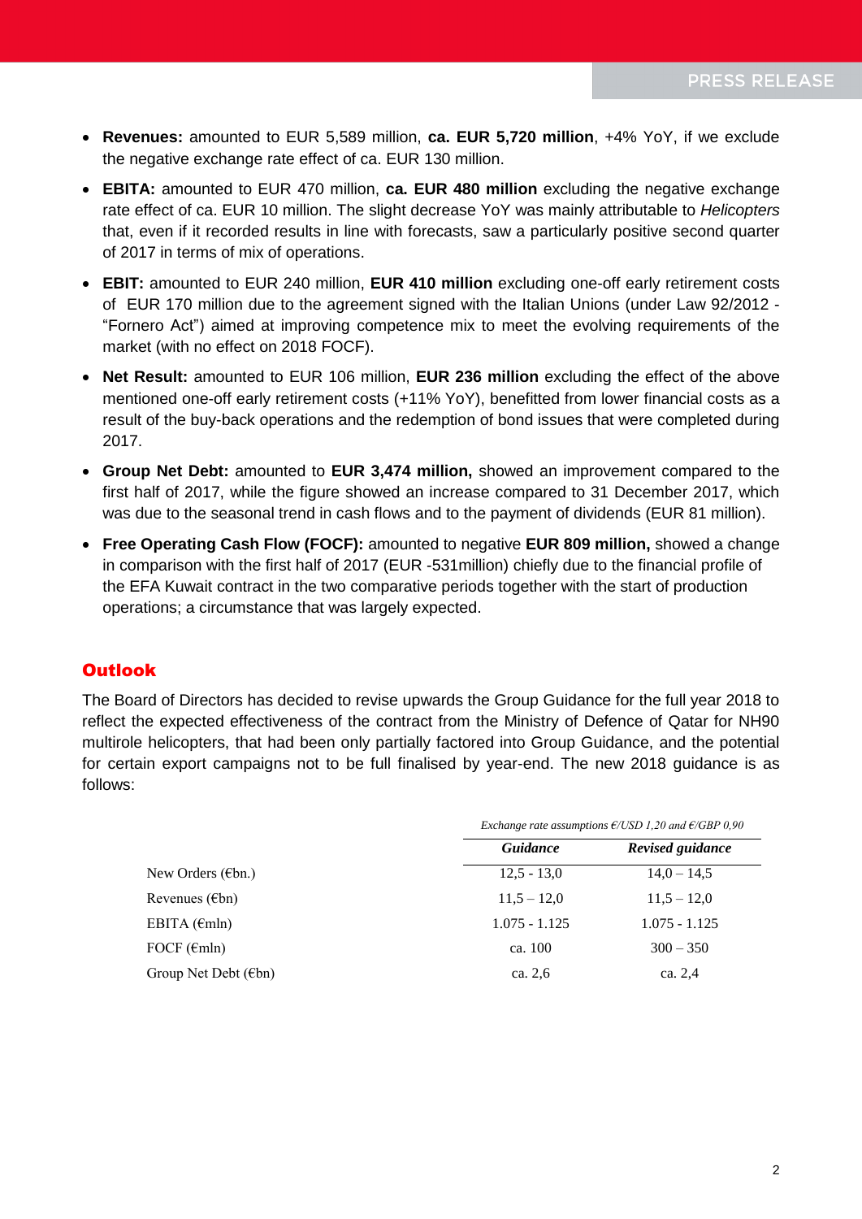- **Revenues:** amounted to EUR 5,589 million, **ca. EUR 5,720 million**, +4% YoY, if we exclude the negative exchange rate effect of ca. EUR 130 million.
- **EBITA:** amounted to EUR 470 million, **ca. EUR 480 million** excluding the negative exchange rate effect of ca. EUR 10 million. The slight decrease YoY was mainly attributable to *Helicopters* that, even if it recorded results in line with forecasts, saw a particularly positive second quarter of 2017 in terms of mix of operations.
- **EBIT:** amounted to EUR 240 million, **EUR 410 million** excluding one-off early retirement costs of EUR 170 million due to the agreement signed with the Italian Unions (under Law 92/2012 - "Fornero Act") aimed at improving competence mix to meet the evolving requirements of the market (with no effect on 2018 FOCF).
- **Net Result:** amounted to EUR 106 million, **EUR 236 million** excluding the effect of the above mentioned one-off early retirement costs (+11% YoY), benefitted from lower financial costs as a result of the buy-back operations and the redemption of bond issues that were completed during 2017.
- **Group Net Debt:** amounted to **EUR 3,474 million,** showed an improvement compared to the first half of 2017, while the figure showed an increase compared to 31 December 2017, which was due to the seasonal trend in cash flows and to the payment of dividends (EUR 81 million).
- **Free Operating Cash Flow (FOCF):** amounted to negative **EUR 809 million,** showed a change in comparison with the first half of 2017 (EUR -531million) chiefly due to the financial profile of the EFA Kuwait contract in the two comparative periods together with the start of production operations; a circumstance that was largely expected.

## Outlook

The Board of Directors has decided to revise upwards the Group Guidance for the full year 2018 to reflect the expected effectiveness of the contract from the Ministry of Defence of Qatar for NH90 multirole helicopters, that had been only partially factored into Group Guidance, and the potential for certain export campaigns not to be full finalised by year-end. The new 2018 guidance is as follows:

| | *Exchange rate assumptions €/USD 1,20 and €/GBP 0,90* | |
|---|---|---|
| | ***Guidance*** | ***Revised guidance*** |
| New Orders (€bn.) | 12,5 - 13,0 | 14,0 – 14,5 |
| Revenues (€bn) | 11,5 – 12,0 | 11,5 – 12,0 |
| EBITA (€mln) | 1.075 - 1.125 | 1.075 - 1.125 |
| FOCF (€mln) | ca. 100 | 300 – 350 |
| Group Net Debt (€bn) | ca. 2,6 | ca. 2,4 |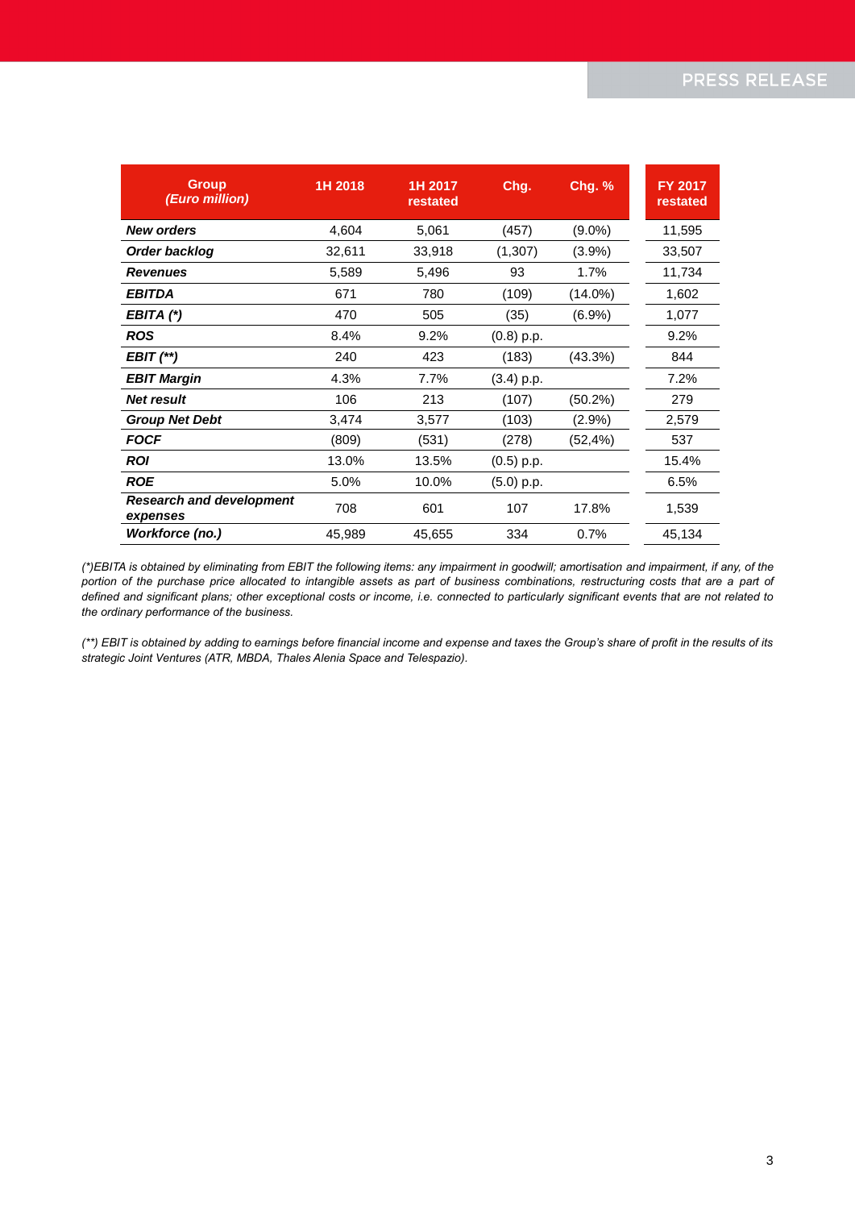| Group *(Euro million)* | 1H 2018 | 1H 2017 restated | Chg. | Chg. % | FY 2017 restated |
|---|---|---|---|---|---|
| ***New orders*** | 4,604 | 5,061 | (457) | (9.0%) | 11,595 |
| ***Order backlog*** | 32,611 | 33,918 | (1,307) | (3.9%) | 33,507 |
| ***Revenues*** | 5,589 | 5,496 | 93 | 1.7% | 11,734 |
| ***EBITDA*** | 671 | 780 | (109) | (14.0%) | 1,602 |
| ***EBITA (*)*** | 470 | 505 | (35) | (6.9%) | 1,077 |
| ***ROS*** | 8.4% | 9.2% | (0.8) p.p. | | 9.2% |
| ***EBIT (**)*** | 240 | 423 | (183) | (43.3%) | 844 |
| ***EBIT Margin*** | 4.3% | 7.7% | (3.4) p.p. | | 7.2% |
| ***Net result*** | 106 | 213 | (107) | (50.2%) | 279 |
| ***Group Net Debt*** | 3,474 | 3,577 | (103) | (2.9%) | 2,579 |
| ***FOCF*** | (809) | (531) | (278) | (52,4%) | 537 |
| ***ROI*** | 13.0% | 13.5% | (0.5) p.p. | | 15.4% |
| ***ROE*** | 5.0% | 10.0% | (5.0) p.p. | | 6.5% |
| ***Research and development expenses*** | 708 | 601 | 107 | 17.8% | 1,539 |
| ***Workforce (no.)*** | 45,989 | 45,655 | 334 | 0.7% | 45,134 |

*(*)EBITA is obtained by eliminating from EBIT the following items: any impairment in goodwill; amortisation and impairment, if any, of the portion of the purchase price allocated to intangible assets as part of business combinations, restructuring costs that are a part of defined and significant plans; other exceptional costs or income, i.e. connected to particularly significant events that are not related to the ordinary performance of the business.*

*(**) EBIT is obtained by adding to earnings before financial income and expense and taxes the Group's share of profit in the results of its strategic Joint Ventures (ATR, MBDA, Thales Alenia Space and Telespazio).*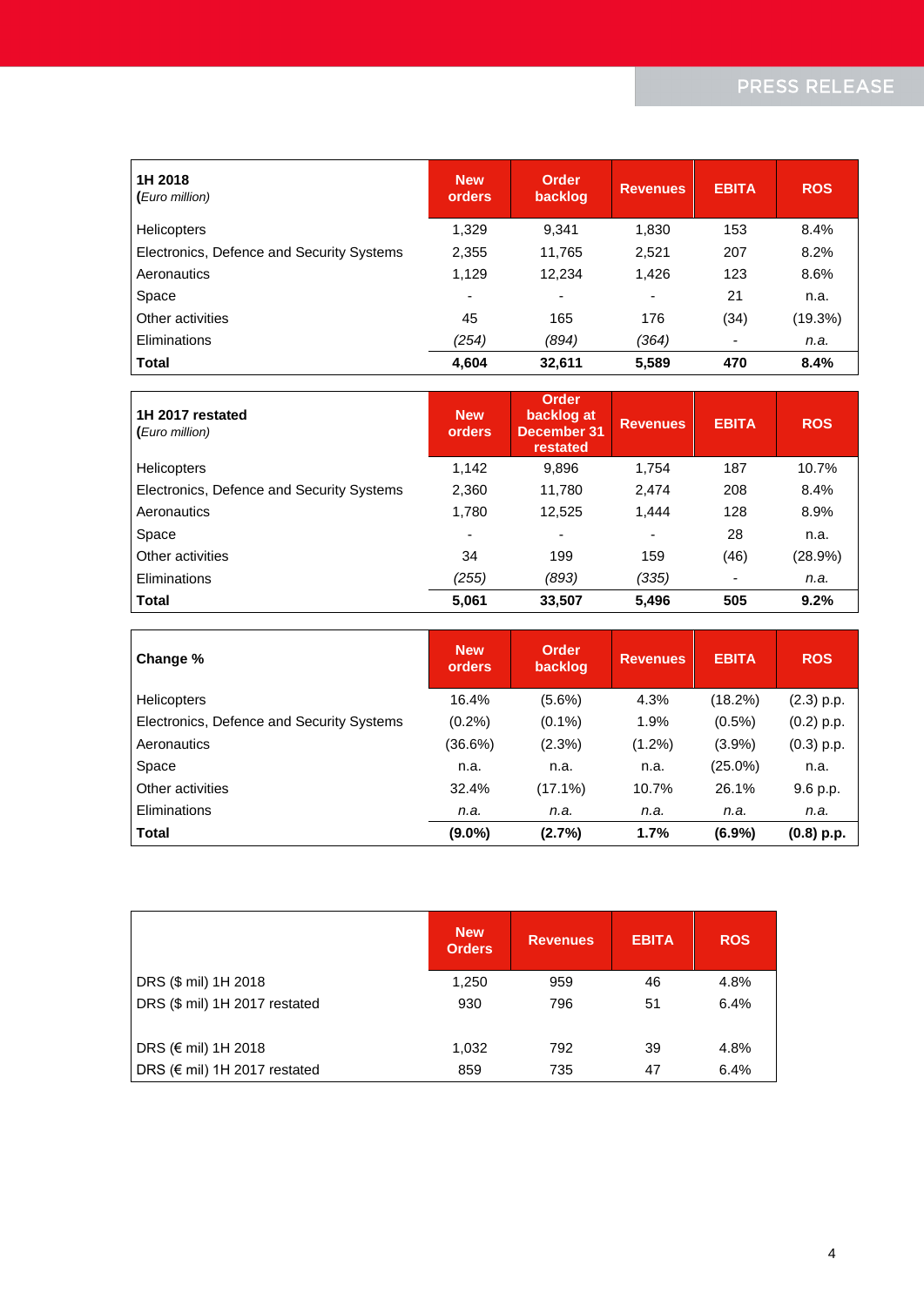| **1H 2018** (*Euro million*) | **New orders** | **Order backlog** | **Revenues** | **EBITA** | **ROS** |
|---|---|---|---|---|---|
| Helicopters | 1,329 | 9,341 | 1,830 | 153 | 8.4% |
| Electronics, Defence and Security Systems | 2,355 | 11,765 | 2,521 | 207 | 8.2% |
| Aeronautics | 1,129 | 12,234 | 1,426 | 123 | 8.6% |
| Space | - | - | - | 21 | n.a. |
| Other activities | 45 | 165 | 176 | (34) | (19.3%) |
| Eliminations | *(254)* | *(894)* | *(364)* | - | *n.a.* |
| **Total** | **4,604** | **32,611** | **5,589** | **470** | **8.4%** |

| **1H 2017 restated** (*Euro million*) | **New orders** | **Order backlog at December 31 restated** | **Revenues** | **EBITA** | **ROS** |
|---|---|---|---|---|---|
| Helicopters | 1,142 | 9,896 | 1,754 | 187 | 10.7% |
| Electronics, Defence and Security Systems | 2,360 | 11,780 | 2,474 | 208 | 8.4% |
| Aeronautics | 1,780 | 12,525 | 1,444 | 128 | 8.9% |
| Space | - | - | - | 28 | n.a. |
| Other activities | 34 | 199 | 159 | (46) | (28.9%) |
| Eliminations | *(255)* | *(893)* | *(335)* | - | *n.a.* |
| **Total** | **5,061** | **33,507** | **5,496** | **505** | **9.2%** |

| **Change %** | **New orders** | **Order backlog** | **Revenues** | **EBITA** | **ROS** |
|---|---|---|---|---|---|
| Helicopters | 16.4% | (5.6%) | 4.3% | (18.2%) | (2.3) p.p. |
| Electronics, Defence and Security Systems | (0.2%) | (0.1%) | 1.9% | (0.5%) | (0.2) p.p. |
| Aeronautics | (36.6%) | (2.3%) | (1.2%) | (3.9%) | (0.3) p.p. |
| Space | n.a. | n.a. | n.a. | (25.0%) | n.a. |
| Other activities | 32.4% | (17.1%) | 10.7% | 26.1% | 9.6 p.p. |
| Eliminations | *n.a.* | *n.a.* | *n.a.* | *n.a.* | *n.a.* |
| **Total** | **(9.0%)** | **(2.7%)** | **1.7%** | **(6.9%)** | **(0.8) p.p.** |

| | **New Orders** | **Revenues** | **EBITA** | **ROS** |
|---|---|---|---|---|
| DRS ($ mil) 1H 2018 | 1,250 | 959 | 46 | 4.8% |
| DRS ($ mil) 1H 2017 restated | 930 | 796 | 51 | 6.4% |
| | | | | |
| DRS (€ mil) 1H 2018 | 1,032 | 792 | 39 | 4.8% |
| DRS (€ mil) 1H 2017 restated | 859 | 735 | 47 | 6.4% |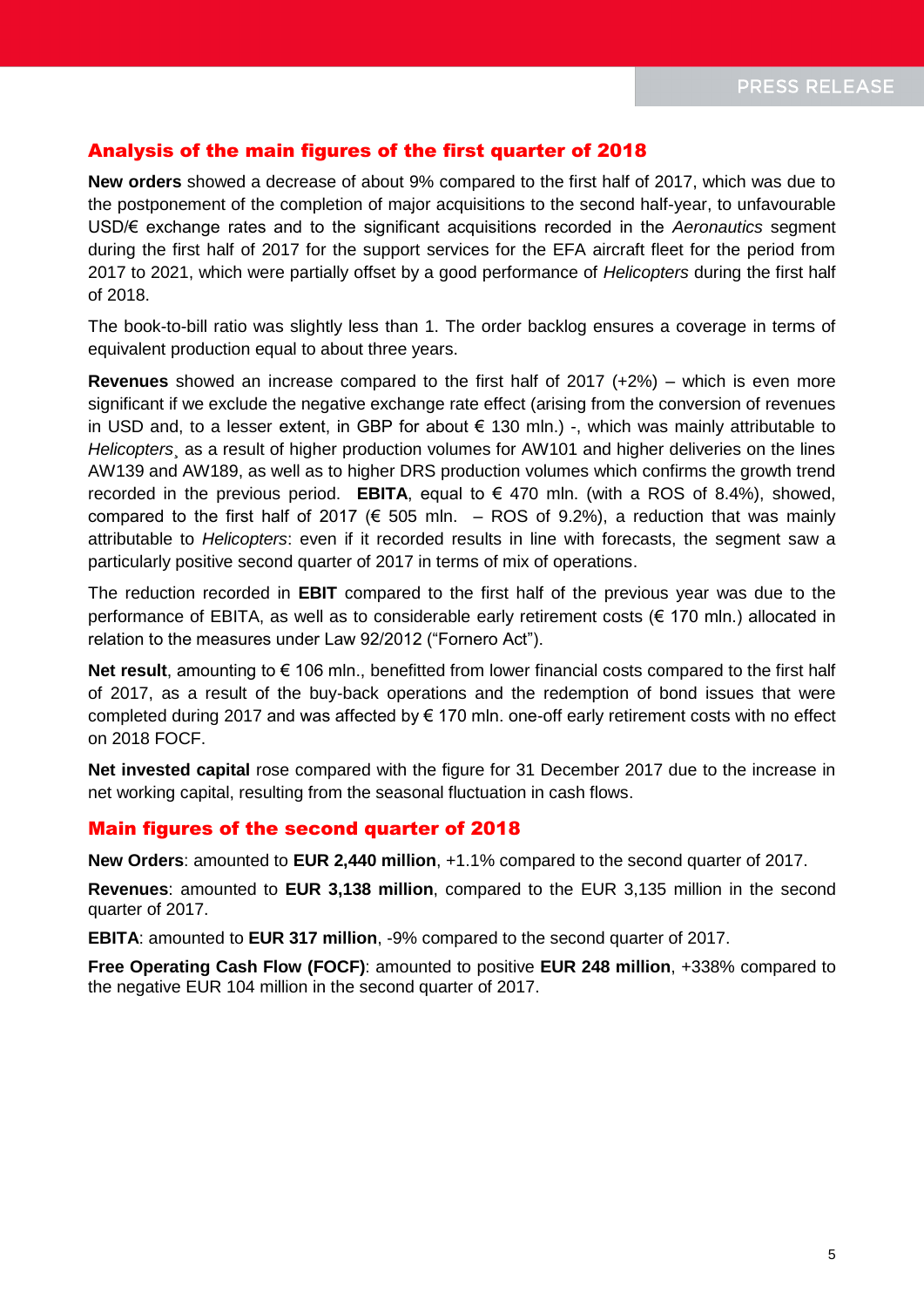## Analysis of the main figures of the first quarter of 2018

**New orders** showed a decrease of about 9% compared to the first half of 2017, which was due to the postponement of the completion of major acquisitions to the second half-year, to unfavourable USD/€ exchange rates and to the significant acquisitions recorded in the *Aeronautics* segment during the first half of 2017 for the support services for the EFA aircraft fleet for the period from 2017 to 2021, which were partially offset by a good performance of *Helicopters* during the first half of 2018.

The book-to-bill ratio was slightly less than 1. The order backlog ensures a coverage in terms of equivalent production equal to about three years.

**Revenues** showed an increase compared to the first half of 2017 (+2%) – which is even more significant if we exclude the negative exchange rate effect (arising from the conversion of revenues in USD and, to a lesser extent, in GBP for about € 130 mln.) -, which was mainly attributable to *Helicopters*¸ as a result of higher production volumes for AW101 and higher deliveries on the lines AW139 and AW189, as well as to higher DRS production volumes which confirms the growth trend recorded in the previous period. **EBITA**, equal to € 470 mln. (with a ROS of 8.4%), showed, compared to the first half of 2017 (€ 505 mln. – ROS of 9.2%), a reduction that was mainly attributable to *Helicopters*: even if it recorded results in line with forecasts, the segment saw a particularly positive second quarter of 2017 in terms of mix of operations.

The reduction recorded in **EBIT** compared to the first half of the previous year was due to the performance of EBITA, as well as to considerable early retirement costs (€ 170 mln.) allocated in relation to the measures under Law 92/2012 ("Fornero Act").

**Net result**, amounting to € 106 mln., benefitted from lower financial costs compared to the first half of 2017, as a result of the buy-back operations and the redemption of bond issues that were completed during 2017 and was affected by € 170 mln. one-off early retirement costs with no effect on 2018 FOCF.

**Net invested capital** rose compared with the figure for 31 December 2017 due to the increase in net working capital, resulting from the seasonal fluctuation in cash flows.

## Main figures of the second quarter of 2018

**New Orders**: amounted to **EUR 2,440 million**, +1.1% compared to the second quarter of 2017.

**Revenues**: amounted to **EUR 3,138 million**, compared to the EUR 3,135 million in the second quarter of 2017.

**EBITA**: amounted to **EUR 317 million**, -9% compared to the second quarter of 2017.

**Free Operating Cash Flow (FOCF)**: amounted to positive **EUR 248 million**, +338% compared to the negative EUR 104 million in the second quarter of 2017.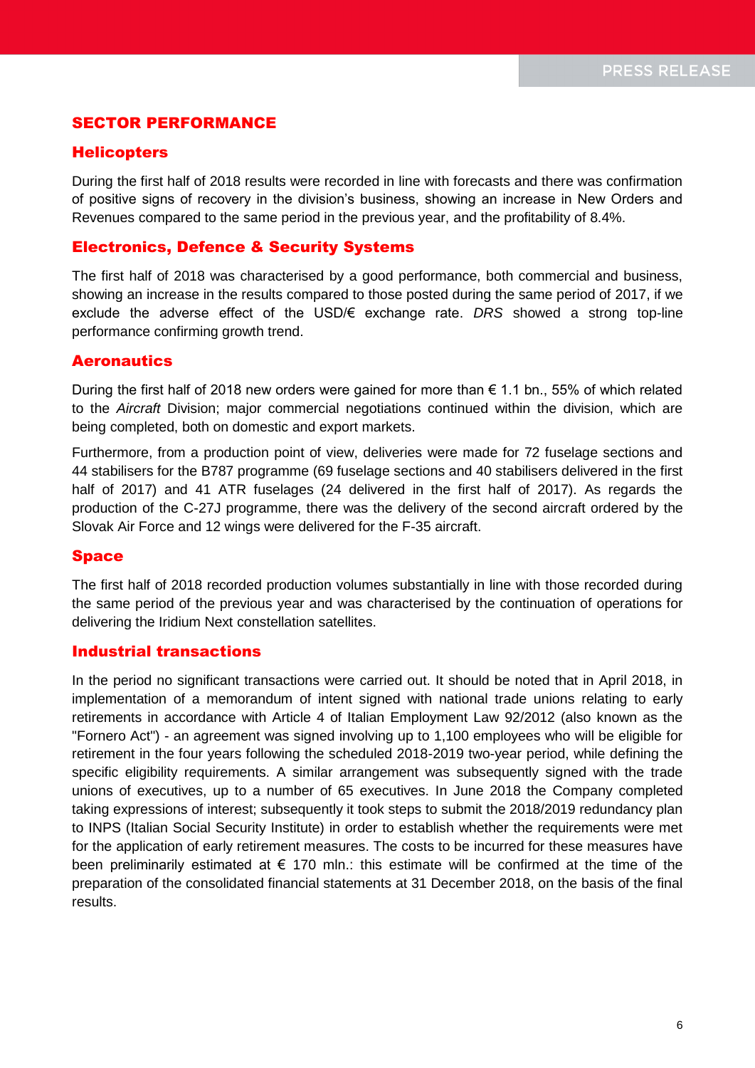## SECTOR PERFORMANCE

### Helicopters

During the first half of 2018 results were recorded in line with forecasts and there was confirmation of positive signs of recovery in the division's business, showing an increase in New Orders and Revenues compared to the same period in the previous year, and the profitability of 8.4%.

### Electronics, Defence & Security Systems

The first half of 2018 was characterised by a good performance, both commercial and business, showing an increase in the results compared to those posted during the same period of 2017, if we exclude the adverse effect of the USD/€ exchange rate. *DRS* showed a strong top-line performance confirming growth trend.

### Aeronautics

During the first half of 2018 new orders were gained for more than € 1.1 bn., 55% of which related to the *Aircraft* Division; major commercial negotiations continued within the division, which are being completed, both on domestic and export markets.

Furthermore, from a production point of view, deliveries were made for 72 fuselage sections and 44 stabilisers for the B787 programme (69 fuselage sections and 40 stabilisers delivered in the first half of 2017) and 41 ATR fuselages (24 delivered in the first half of 2017). As regards the production of the C-27J programme, there was the delivery of the second aircraft ordered by the Slovak Air Force and 12 wings were delivered for the F-35 aircraft.

### Space

The first half of 2018 recorded production volumes substantially in line with those recorded during the same period of the previous year and was characterised by the continuation of operations for delivering the Iridium Next constellation satellites.

### Industrial transactions

In the period no significant transactions were carried out. It should be noted that in April 2018, in implementation of a memorandum of intent signed with national trade unions relating to early retirements in accordance with Article 4 of Italian Employment Law 92/2012 (also known as the "Fornero Act") - an agreement was signed involving up to 1,100 employees who will be eligible for retirement in the four years following the scheduled 2018-2019 two-year period, while defining the specific eligibility requirements. A similar arrangement was subsequently signed with the trade unions of executives, up to a number of 65 executives. In June 2018 the Company completed taking expressions of interest; subsequently it took steps to submit the 2018/2019 redundancy plan to INPS (Italian Social Security Institute) in order to establish whether the requirements were met for the application of early retirement measures. The costs to be incurred for these measures have been preliminarily estimated at € 170 mln.: this estimate will be confirmed at the time of the preparation of the consolidated financial statements at 31 December 2018, on the basis of the final results.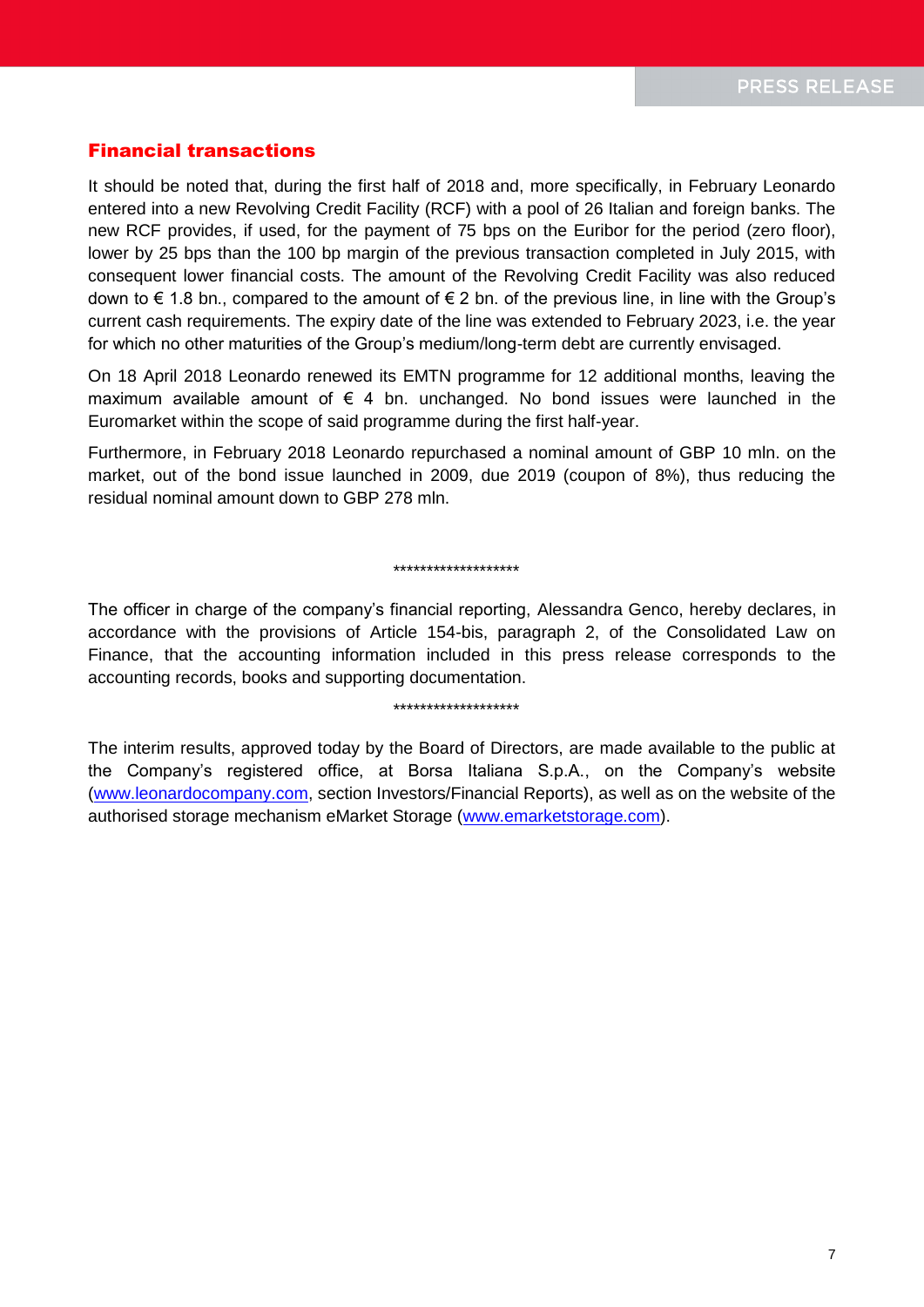## Financial transactions

It should be noted that, during the first half of 2018 and, more specifically, in February Leonardo entered into a new Revolving Credit Facility (RCF) with a pool of 26 Italian and foreign banks. The new RCF provides, if used, for the payment of 75 bps on the Euribor for the period (zero floor), lower by 25 bps than the 100 bp margin of the previous transaction completed in July 2015, with consequent lower financial costs. The amount of the Revolving Credit Facility was also reduced down to € 1.8 bn., compared to the amount of € 2 bn. of the previous line, in line with the Group's current cash requirements. The expiry date of the line was extended to February 2023, i.e. the year for which no other maturities of the Group's medium/long-term debt are currently envisaged.

On 18 April 2018 Leonardo renewed its EMTN programme for 12 additional months, leaving the maximum available amount of € 4 bn. unchanged. No bond issues were launched in the Euromarket within the scope of said programme during the first half-year.

Furthermore, in February 2018 Leonardo repurchased a nominal amount of GBP 10 mln. on the market, out of the bond issue launched in 2009, due 2019 (coupon of 8%), thus reducing the residual nominal amount down to GBP 278 mln.

*******************

The officer in charge of the company's financial reporting, Alessandra Genco, hereby declares, in accordance with the provisions of Article 154-bis, paragraph 2, of the Consolidated Law on Finance, that the accounting information included in this press release corresponds to the accounting records, books and supporting documentation.

*******************

The interim results, approved today by the Board of Directors, are made available to the public at the Company's registered office, at Borsa Italiana S.p.A., on the Company's website (www.leonardocompany.com, section Investors/Financial Reports), as well as on the website of the authorised storage mechanism eMarket Storage (www.emarketstorage.com).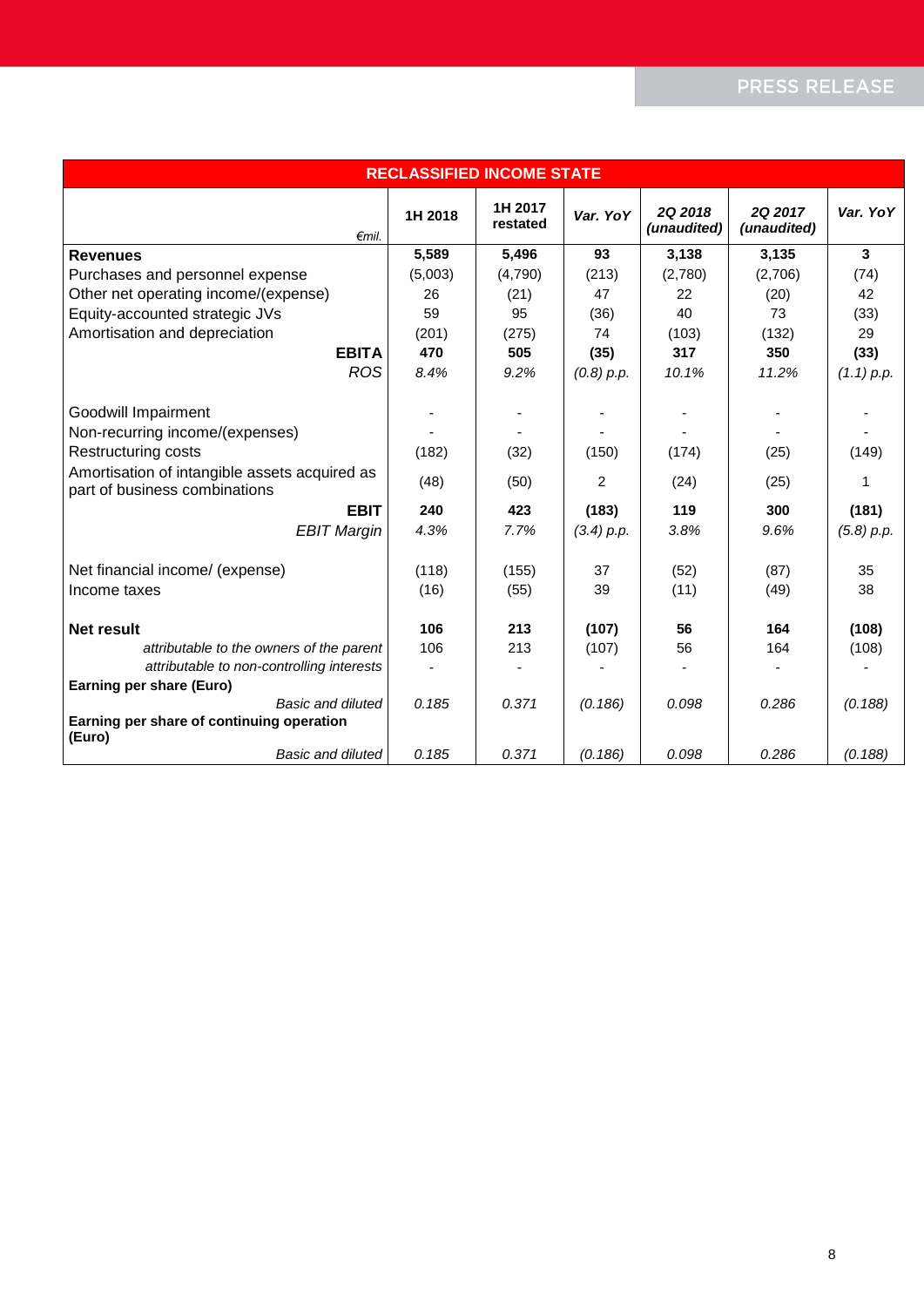| RECLASSIFIED INCOME STATE | | | | | | |
|---|---|---|---|---|---|---|
| *€mil.* | **1H 2018** | **1H 2017 restated** | ***Var. YoY*** | ***2Q 2018 (unaudited)*** | ***2Q 2017 (unaudited)*** | ***Var. YoY*** |
| **Revenues** | **5,589** | **5,496** | **93** | **3,138** | **3,135** | **3** |
| Purchases and personnel expense | (5,003) | (4,790) | (213) | (2,780) | (2,706) | (74) |
| Other net operating income/(expense) | 26 | (21) | 47 | 22 | (20) | 42 |
| Equity-accounted strategic JVs | 59 | 95 | (36) | 40 | 73 | (33) |
| Amortisation and depreciation | (201) | (275) | 74 | (103) | (132) | 29 |
| **EBITA** | **470** | **505** | **(35)** | **317** | **350** | **(33)** |
| *ROS* | *8.4%* | *9.2%* | *(0.8) p.p.* | *10.1%* | *11.2%* | *(1.1) p.p.* |
| Goodwill Impairment | - | - | - | - | - | - |
| Non-recurring income/(expenses) | - | - | - | - | - | - |
| Restructuring costs | (182) | (32) | (150) | (174) | (25) | (149) |
| Amortisation of intangible assets acquired as part of business combinations | (48) | (50) | 2 | (24) | (25) | 1 |
| **EBIT** | **240** | **423** | **(183)** | **119** | **300** | **(181)** |
| *EBIT Margin* | *4.3%* | *7.7%* | *(3.4) p.p.* | *3.8%* | *9.6%* | *(5.8) p.p.* |
| Net financial income/ (expense) | (118) | (155) | 37 | (52) | (87) | 35 |
| Income taxes | (16) | (55) | 39 | (11) | (49) | 38 |
| **Net result** | **106** | **213** | **(107)** | **56** | **164** | **(108)** |
| *attributable to the owners of the parent* | 106 | 213 | (107) | 56 | 164 | (108) |
| *attributable to non-controlling interests* | - | - | - | - | - | - |
| **Earning per share (Euro)** | | | | | | |
| *Basic and diluted* | *0.185* | *0.371* | *(0.186)* | *0.098* | *0.286* | *(0.188)* |
| **Earning per share of continuing operation (Euro)** | | | | | | |
| *Basic and diluted* | *0.185* | *0.371* | *(0.186)* | *0.098* | *0.286* | *(0.188)* |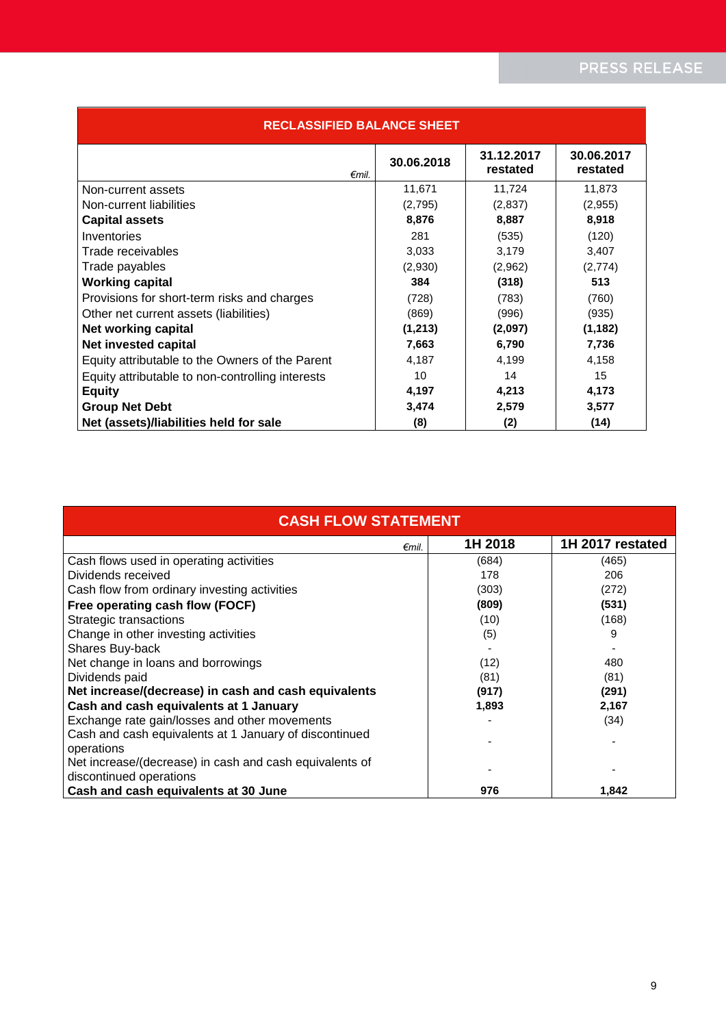| RECLASSIFIED BALANCE SHEET | | | |
|---|---|---|---|
| *€mil.* | **30.06.2018** | **31.12.2017 restated** | **30.06.2017 restated** |
| Non-current assets | 11,671 | 11,724 | 11,873 |
| Non-current liabilities | (2,795) | (2,837) | (2,955) |
| **Capital assets** | **8,876** | **8,887** | **8,918** |
| Inventories | 281 | (535) | (120) |
| Trade receivables | 3,033 | 3,179 | 3,407 |
| Trade payables | (2,930) | (2,962) | (2,774) |
| **Working capital** | **384** | **(318)** | **513** |
| Provisions for short-term risks and charges | (728) | (783) | (760) |
| Other net current assets (liabilities) | (869) | (996) | (935) |
| **Net working capital** | **(1,213)** | **(2,097)** | **(1,182)** |
| **Net invested capital** | **7,663** | **6,790** | **7,736** |
| Equity attributable to the Owners of the Parent | 4,187 | 4,199 | 4,158 |
| Equity attributable to non-controlling interests | 10 | 14 | 15 |
| **Equity** | **4,197** | **4,213** | **4,173** |
| **Group Net Debt** | **3,474** | **2,579** | **3,577** |
| **Net (assets)/liabilities held for sale** | **(8)** | **(2)** | **(14)** |

| CASH FLOW STATEMENT | | |
|---|---|---|
| *€mil.* | **1H 2018** | **1H 2017 restated** |
| Cash flows used in operating activities | (684) | (465) |
| Dividends received | 178 | 206 |
| Cash flow from ordinary investing activities | (303) | (272) |
| **Free operating cash flow (FOCF)** | **(809)** | **(531)** |
| Strategic transactions | (10) | (168) |
| Change in other investing activities | (5) | 9 |
| Shares Buy-back | - | - |
| Net change in loans and borrowings | (12) | 480 |
| Dividends paid | (81) | (81) |
| **Net increase/(decrease) in cash and cash equivalents** | **(917)** | **(291)** |
| **Cash and cash equivalents at 1 January** | **1,893** | **2,167** |
| Exchange rate gain/losses and other movements | - | (34) |
| Cash and cash equivalents at 1 January of discontinued operations | - | - |
| Net increase/(decrease) in cash and cash equivalents of discontinued operations | - | - |
| **Cash and cash equivalents at 30 June** | **976** | **1,842** |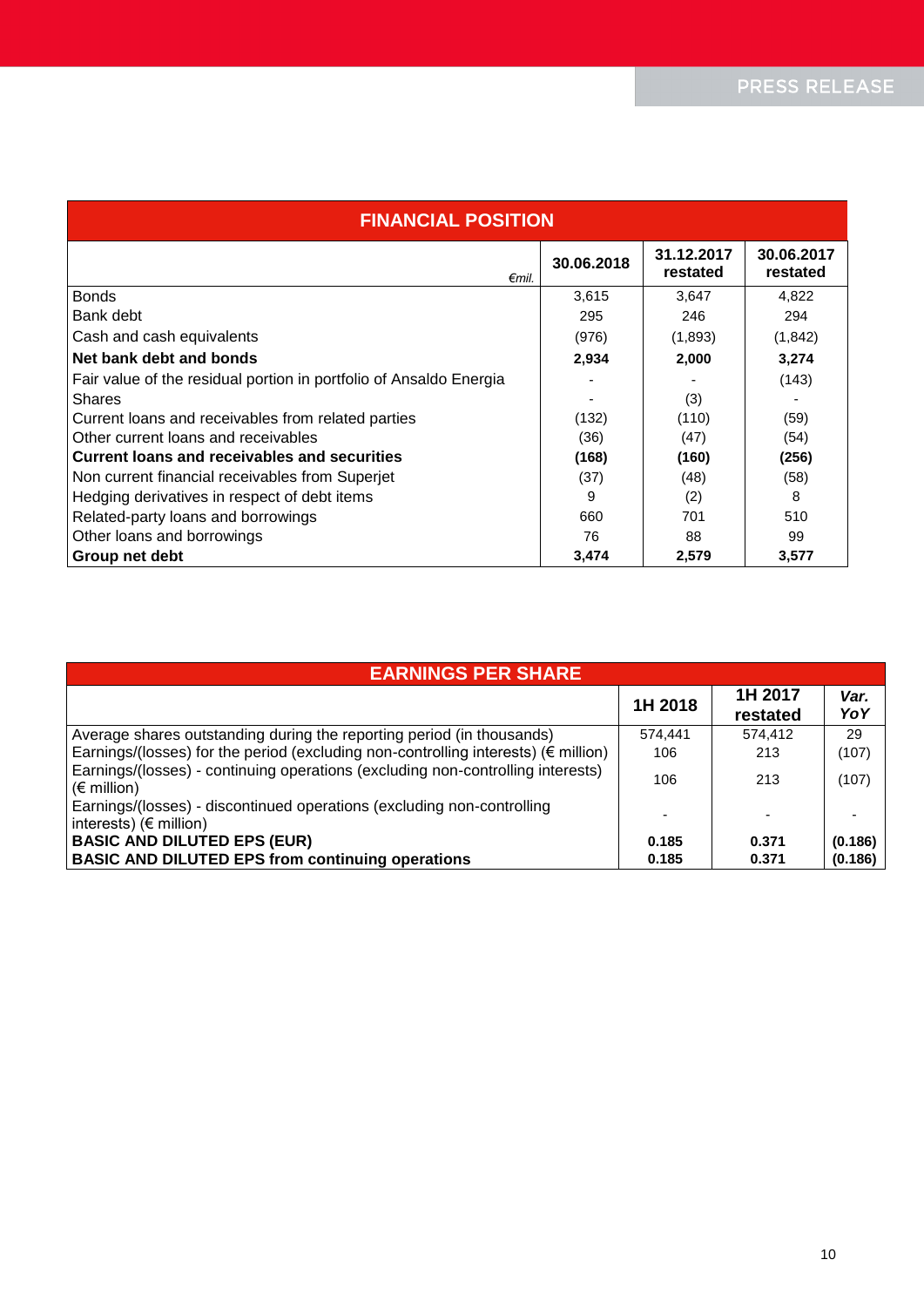| FINANCIAL POSITION | | | |
|---|---|---|---|
| *€mil.* | 30.06.2018 | 31.12.2017 restated | 30.06.2017 restated |
| Bonds | 3,615 | 3,647 | 4,822 |
| Bank debt | 295 | 246 | 294 |
| Cash and cash equivalents | (976) | (1,893) | (1,842) |
| **Net bank debt and bonds** | **2,934** | **2,000** | **3,274** |
| Fair value of the residual portion in portfolio of Ansaldo Energia | - | - | (143) |
| Shares | - | (3) | - |
| Current loans and receivables from related parties | (132) | (110) | (59) |
| Other current loans and receivables | (36) | (47) | (54) |
| **Current loans and receivables and securities** | **(168)** | **(160)** | **(256)** |
| Non current financial receivables from Superjet | (37) | (48) | (58) |
| Hedging derivatives in respect of debt items | 9 | (2) | 8 |
| Related-party loans and borrowings | 660 | 701 | 510 |
| Other loans and borrowings | 76 | 88 | 99 |
| **Group net debt** | **3,474** | **2,579** | **3,577** |

| EARNINGS PER SHARE | | | |
|---|---|---|---|
| | 1H 2018 | 1H 2017 restated | *Var. YoY* |
| Average shares outstanding during the reporting period (in thousands) | 574,441 | 574,412 | 29 |
| Earnings/(losses) for the period (excluding non-controlling interests) (€ million) | 106 | 213 | (107) |
| Earnings/(losses) - continuing operations (excluding non-controlling interests) (€ million) | 106 | 213 | (107) |
| Earnings/(losses) - discontinued operations (excluding non-controlling interests) (€ million) | - | - | - |
| **BASIC AND DILUTED EPS (EUR)** | **0.185** | **0.371** | **(0.186)** |
| **BASIC AND DILUTED EPS from continuing operations** | **0.185** | **0.371** | **(0.186)** |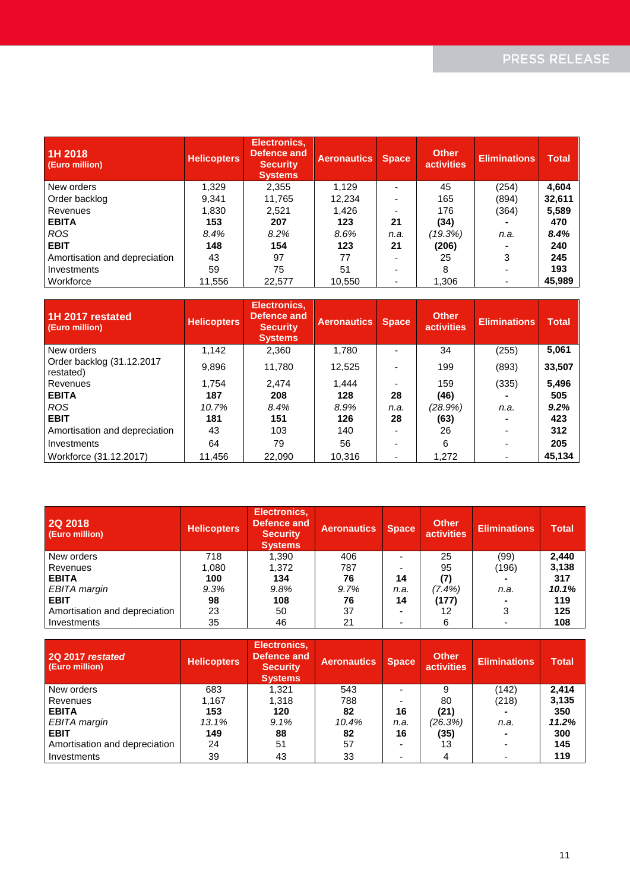| **1H 2018** **(Euro million)** | **Helicopters** | **Electronics, Defence and Security Systems** | **Aeronautics** | **Space** | **Other activities** | **Eliminations** | **Total** |
|---|---|---|---|---|---|---|---|
| New orders | 1,329 | 2,355 | 1,129 | - | 45 | (254) | **4,604** |
| Order backlog | 9,341 | 11,765 | 12,234 | - | 165 | (894) | **32,611** |
| Revenues | 1,830 | 2,521 | 1,426 | - | 176 | (364) | **5,589** |
| **EBITA** | **153** | **207** | **123** | **21** | **(34)** | **-** | **470** |
| *ROS* | *8.4%* | *8.2%* | *8.6%* | *n.a.* | *(19.3%)* | *n.a.* | ***8.4%*** |
| **EBIT** | **148** | **154** | **123** | **21** | **(206)** | **-** | **240** |
| Amortisation and depreciation | 43 | 97 | 77 | - | 25 | 3 | **245** |
| Investments | 59 | 75 | 51 | - | 8 | - | **193** |
| Workforce | 11,556 | 22,577 | 10,550 | - | 1,306 | - | **45,989** |

| **1H 2017 restated** **(Euro million)** | **Helicopters** | **Electronics, Defence and Security Systems** | **Aeronautics** | **Space** | **Other activities** | **Eliminations** | **Total** |
|---|---|---|---|---|---|---|---|
| New orders | 1,142 | 2,360 | 1,780 | - | 34 | (255) | **5,061** |
| Order backlog (31.12.2017 restated) | 9,896 | 11,780 | 12,525 | - | 199 | (893) | **33,507** |
| Revenues | 1,754 | 2,474 | 1,444 | - | 159 | (335) | **5,496** |
| **EBITA** | **187** | **208** | **128** | **28** | **(46)** | **-** | **505** |
| *ROS* | *10.7%* | *8.4%* | *8.9%* | *n.a.* | *(28.9%)* | *n.a.* | ***9.2%*** |
| **EBIT** | **181** | **151** | **126** | **28** | **(63)** | **-** | **423** |
| Amortisation and depreciation | 43 | 103 | 140 | - | 26 | - | **312** |
| Investments | 64 | 79 | 56 | - | 6 | - | **205** |
| Workforce (31.12.2017) | 11,456 | 22,090 | 10,316 | - | 1,272 | - | **45,134** |

| **2Q 2018** **(Euro million)** | **Helicopters** | **Electronics, Defence and Security Systems** | **Aeronautics** | **Space** | **Other activities** | **Eliminations** | **Total** |
|---|---|---|---|---|---|---|---|
| New orders | 718 | 1,390 | 406 | - | 25 | (99) | **2,440** |
| Revenues | 1,080 | 1,372 | 787 | - | 95 | (196) | **3,138** |
| **EBITA** | **100** | **134** | **76** | **14** | **(7)** | **-** | **317** |
| *EBITA margin* | *9.3%* | *9.8%* | *9.7%* | *n.a.* | *(7.4%)* | *n.a.* | ***10.1%*** |
| **EBIT** | **98** | **108** | **76** | **14** | **(177)** | **-** | **119** |
| Amortisation and depreciation | 23 | 50 | 37 | - | 12 | 3 | **125** |
| Investments | 35 | 46 | 21 | - | 6 | - | **108** |

| ***2Q 2017 restated*** **(Euro million)** | **Helicopters** | **Electronics, Defence and Security Systems** | **Aeronautics** | **Space** | **Other activities** | **Eliminations** | **Total** |
|---|---|---|---|---|---|---|---|
| New orders | 683 | 1,321 | 543 | - | 9 | (142) | **2,414** |
| Revenues | 1,167 | 1,318 | 788 | - | 80 | (218) | **3,135** |
| **EBITA** | **153** | **120** | **82** | **16** | **(21)** | **-** | **350** |
| *EBITA margin* | *13.1%* | *9.1%* | *10.4%* | *n.a.* | *(26.3%)* | *n.a.* | ***11.2%*** |
| **EBIT** | **149** | **88** | **82** | **16** | **(35)** | **-** | **300** |
| Amortisation and depreciation | 24 | 51 | 57 | - | 13 | - | **145** |
| Investments | 39 | 43 | 33 | - | 4 | - | **119** |